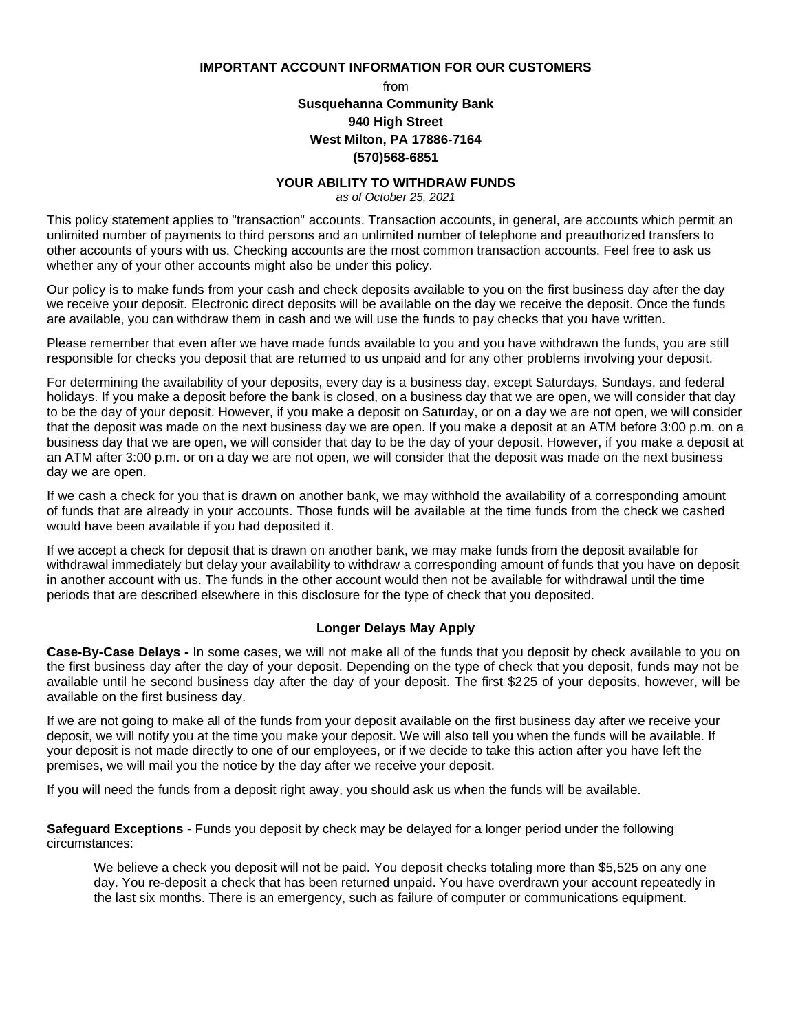**IMPORTANT ACCOUNT INFORMATION FOR OUR CUSTOMERS**

from

**Susquehanna Community Bank**
**940 High Street**
**West Milton, PA 17886-7164**
**(570)568-6851**

## YOUR ABILITY TO WITHDRAW FUNDS

*as of October 25, 2021*

This policy statement applies to "transaction" accounts. Transaction accounts, in general, are accounts which permit an unlimited number of payments to third persons and an unlimited number of telephone and preauthorized transfers to other accounts of yours with us. Checking accounts are the most common transaction accounts. Feel free to ask us whether any of your other accounts might also be under this policy.

Our policy is to make funds from your cash and check deposits available to you on the first business day after the day we receive your deposit. Electronic direct deposits will be available on the day we receive the deposit. Once the funds are available, you can withdraw them in cash and we will use the funds to pay checks that you have written.

Please remember that even after we have made funds available to you and you have withdrawn the funds, you are still responsible for checks you deposit that are returned to us unpaid and for any other problems involving your deposit.

For determining the availability of your deposits, every day is a business day, except Saturdays, Sundays, and federal holidays. If you make a deposit before the bank is closed, on a business day that we are open, we will consider that day to be the day of your deposit. However, if you make a deposit on Saturday, or on a day we are not open, we will consider that the deposit was made on the next business day we are open. If you make a deposit at an ATM before 3:00 p.m. on a business day that we are open, we will consider that day to be the day of your deposit. However, if you make a deposit at an ATM after 3:00 p.m. or on a day we are not open, we will consider that the deposit was made on the next business day we are open.

If we cash a check for you that is drawn on another bank, we may withhold the availability of a corresponding amount of funds that are already in your accounts. Those funds will be available at the time funds from the check we cashed would have been available if you had deposited it.

If we accept a check for deposit that is drawn on another bank, we may make funds from the deposit available for withdrawal immediately but delay your availability to withdraw a corresponding amount of funds that you have on deposit in another account with us. The funds in the other account would then not be available for withdrawal until the time periods that are described elsewhere in this disclosure for the type of check that you deposited.

### Longer Delays May Apply

**Case-By-Case Delays -** In some cases, we will not make all of the funds that you deposit by check available to you on the first business day after the day of your deposit. Depending on the type of check that you deposit, funds may not be available until he second business day after the day of your deposit. The first $225 of your deposits, however, will be available on the first business day.

If we are not going to make all of the funds from your deposit available on the first business day after we receive your deposit, we will notify you at the time you make your deposit. We will also tell you when the funds will be available. If your deposit is not made directly to one of our employees, or if we decide to take this action after you have left the premises, we will mail you the notice by the day after we receive your deposit.

If you will need the funds from a deposit right away, you should ask us when the funds will be available.

**Safeguard Exceptions -** Funds you deposit by check may be delayed for a longer period under the following circumstances:

We believe a check you deposit will not be paid. You deposit checks totaling more than $5,525 on any one day. You re-deposit a check that has been returned unpaid. You have overdrawn your account repeatedly in the last six months. There is an emergency, such as failure of computer or communications equipment.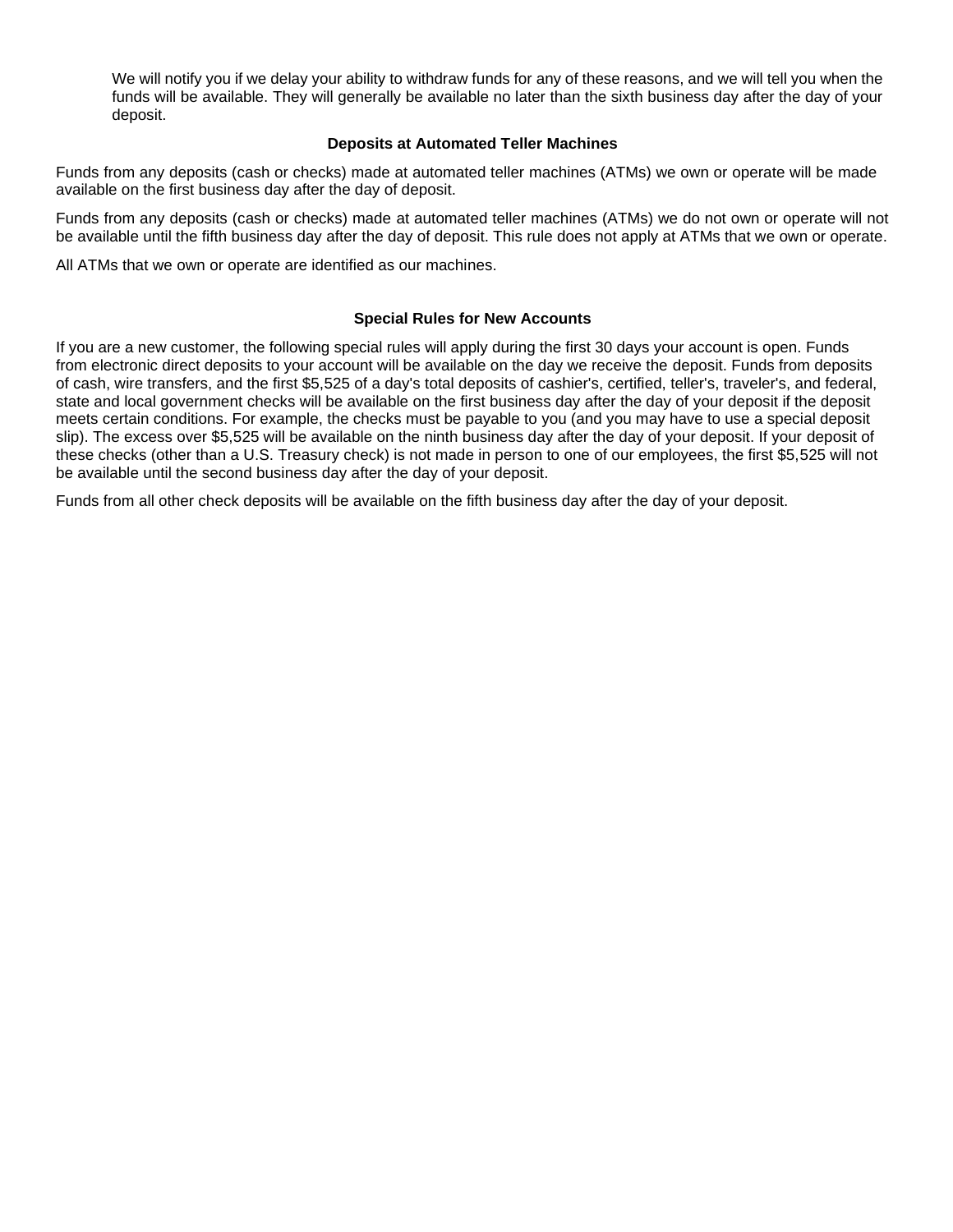We will notify you if we delay your ability to withdraw funds for any of these reasons, and we will tell you when the funds will be available. They will generally be available no later than the sixth business day after the day of your deposit.

### Deposits at Automated Teller Machines

Funds from any deposits (cash or checks) made at automated teller machines (ATMs) we own or operate will be made available on the first business day after the day of deposit.

Funds from any deposits (cash or checks) made at automated teller machines (ATMs) we do not own or operate will not be available until the fifth business day after the day of deposit. This rule does not apply at ATMs that we own or operate.

All ATMs that we own or operate are identified as our machines.

### Special Rules for New Accounts

If you are a new customer, the following special rules will apply during the first 30 days your account is open. Funds from electronic direct deposits to your account will be available on the day we receive the deposit. Funds from deposits of cash, wire transfers, and the first $5,525 of a day's total deposits of cashier's, certified, teller's, traveler's, and federal, state and local government checks will be available on the first business day after the day of your deposit if the deposit meets certain conditions. For example, the checks must be payable to you (and you may have to use a special deposit slip). The excess over $5,525 will be available on the ninth business day after the day of your deposit. If your deposit of these checks (other than a U.S. Treasury check) is not made in person to one of our employees, the first $5,525 will not be available until the second business day after the day of your deposit.

Funds from all other check deposits will be available on the fifth business day after the day of your deposit.